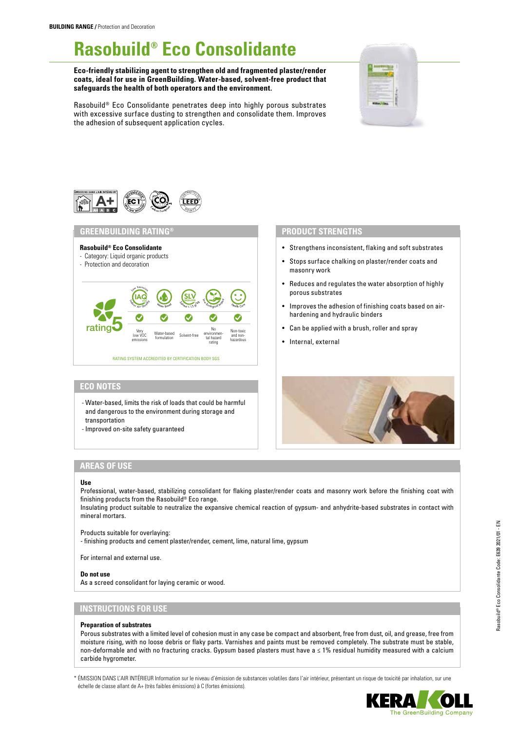**BUILDING RANGE /** Protection and Decoration

# Rasobuild® Eco Consolidante

**Eco-friendly stabilizing agent to strengthen old and fragmented plaster/render coats, ideal for use in GreenBuilding. Water-based, solvent-free product that safeguards the health of both operators and the environment.**

Rasobuild® Eco Consolidante penetrates deep into highly porous substrates with excessive surface dusting to strengthen and consolidate them. Improves the adhesion of subsequent application cycles.

## GREENBUILDING RATING®

**Rasobuild® Eco Consolidante**
- Category: Liquid organic products
- Protection and decoration

rating 5

- Very low VOC emissions
- Water-based formulation
- Solvent-free
- No environmental hazard rating
- Non-toxic and non-hazardous

RATING SYSTEM ACCREDITED BY CERTIFICATION BODY SGS

## PRODUCT STRENGTHS

- Strengthens inconsistent, flaking and soft substrates
- Stops surface chalking on plaster/render coats and masonry work
- Reduces and regulates the water absorption of highly porous substrates
- Improves the adhesion of finishing coats based on air-hardening and hydraulic binders
- Can be applied with a brush, roller and spray
- Internal, external

## ECO NOTES

- Water-based, limits the risk of loads that could be harmful and dangerous to the environment during storage and transportation
- Improved on-site safety guaranteed

## AREAS OF USE

**Use**
Professional, water-based, stabilizing consolidant for flaking plaster/render coats and masonry work before the finishing coat with finishing products from the Rasobuild® Eco range.
Insulating product suitable to neutralize the expansive chemical reaction of gypsum- and anhydrite-based substrates in contact with mineral mortars.

Products suitable for overlaying:
- finishing products and cement plaster/render, cement, lime, natural lime, gypsum

For internal and external use.

**Do not use**
As a screed consolidant for laying ceramic or wood.

## INSTRUCTIONS FOR USE

**Preparation of substrates**
Porous substrates with a limited level of cohesion must in any case be compact and absorbent, free from dust, oil, and grease, free from moisture rising, with no loose debris or flaky parts. Varnishes and paints must be removed completely. The substrate must be stable, non-deformable and with no fracturing cracks. Gypsum based plasters must have a ≤ 1% residual humidity measured with a calcium carbide hygrometer.

\* ÉMISSION DANS L'AIR INTÉRIEUR Information sur le niveau d'émission de substances volatiles dans l'air intérieur, présentant un risque de toxicité par inhalation, sur une échelle de classe allant de A+ (très faibles émissions) à C (fortes émissions).

Rasobuild® Eco Consolidante Code: E639 2021/01 - EN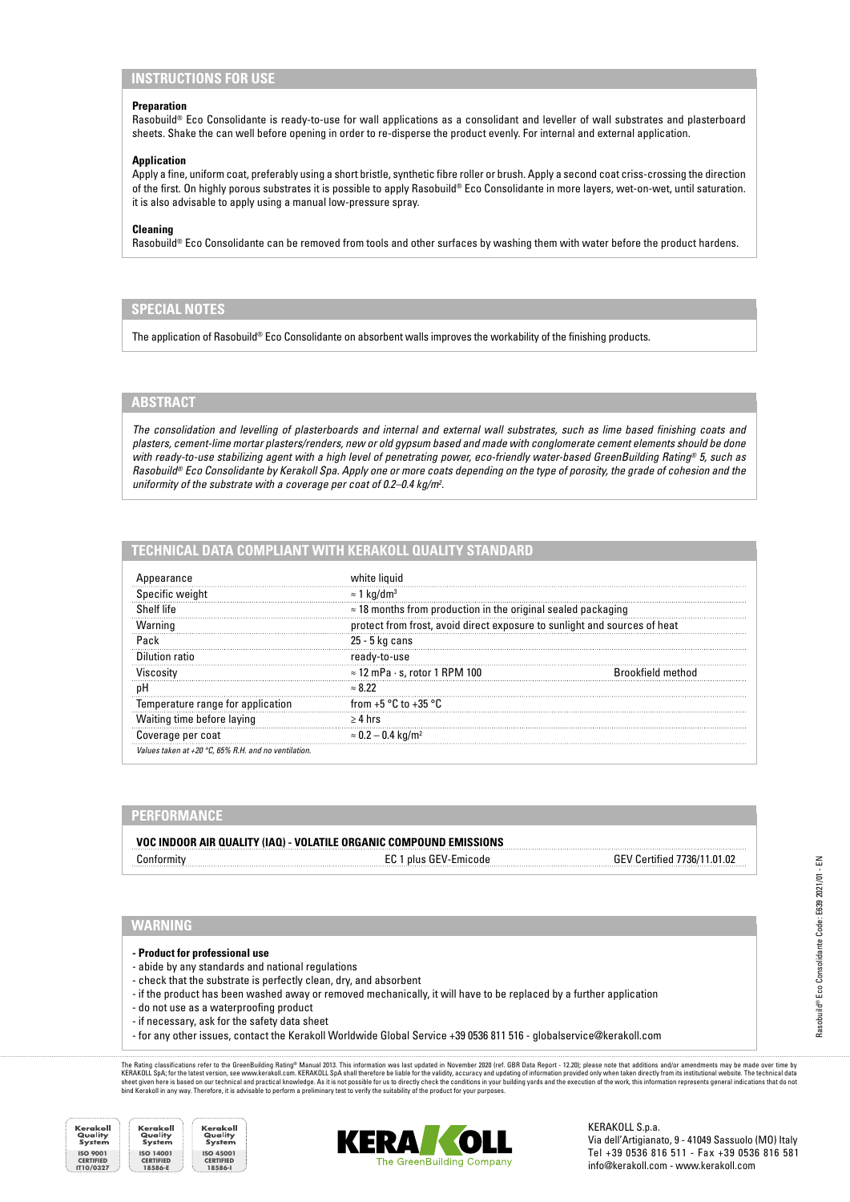## INSTRUCTIONS FOR USE

**Preparation**

Rasobuild® Eco Consolidante is ready-to-use for wall applications as a consolidant and leveller of wall substrates and plasterboard sheets. Shake the can well before opening in order to re-disperse the product evenly. For internal and external application.

**Application**

Apply a fine, uniform coat, preferably using a short bristle, synthetic fibre roller or brush. Apply a second coat criss-crossing the direction of the first. On highly porous substrates it is possible to apply Rasobuild® Eco Consolidante in more layers, wet-on-wet, until saturation. it is also advisable to apply using a manual low-pressure spray.

**Cleaning**

Rasobuild® Eco Consolidante can be removed from tools and other surfaces by washing them with water before the product hardens.

## SPECIAL NOTES

The application of Rasobuild® Eco Consolidante on absorbent walls improves the workability of the finishing products.

## ABSTRACT

*The consolidation and levelling of plasterboards and internal and external wall substrates, such as lime based finishing coats and plasters, cement-lime mortar plasters/renders, new or old gypsum based and made with conglomerate cement elements should be done with ready-to-use stabilizing agent with a high level of penetrating power, eco-friendly water-based GreenBuilding Rating® 5, such as Rasobuild® Eco Consolidante by Kerakoll Spa. Apply one or more coats depending on the type of porosity, the grade of cohesion and the uniformity of the substrate with a coverage per coat of 0.2–0.4 kg/m².*

## TECHNICAL DATA COMPLIANT WITH KERAKOLL QUALITY STANDARD

| | | |
|---|---|---|
| Appearance | white liquid | |
| Specific weight | ≈ 1 kg/dm³ | |
| Shelf life | ≈ 18 months from production in the original sealed packaging | |
| Warning | protect from frost, avoid direct exposure to sunlight and sources of heat | |
| Pack | 25 - 5 kg cans | |
| Dilution ratio | ready-to-use | |
| Viscosity | ≈ 12 mPa · s, rotor 1 RPM 100 | Brookfield method |
| pH | ≈ 8.22 | |
| Temperature range for application | from +5 °C to +35 °C | |
| Waiting time before laying | ≥ 4 hrs | |
| Coverage per coat | ≈ 0.2 – 0.4 kg/m² | |

*Values taken at +20 °C, 65% R.H. and no ventilation.*

## PERFORMANCE

| VOC INDOOR AIR QUALITY (IAQ) - VOLATILE ORGANIC COMPOUND EMISSIONS | | |
|---|---|---|
| Conformity | EC 1 plus GEV-Emicode | GEV Certified 7736/11.01.02 |

## WARNING

- **Product for professional use**
- abide by any standards and national regulations
- check that the substrate is perfectly clean, dry, and absorbent
- if the product has been washed away or removed mechanically, it will have to be replaced by a further application
- do not use as a waterproofing product
- if necessary, ask for the safety data sheet
- for any other issues, contact the Kerakoll Worldwide Global Service +39 0536 811 516 - globalservice@kerakoll.com

The Rating classifications refer to the GreenBuilding Rating® Manual 2013. This information was last updated in November 2020 (ref. GBR Data Report - 12.20); please note that additions and/or amendments may be made over time by KERAKOLL SpA; for the latest version, see www.kerakoll.com. KERAKOLL SpA shall therefore be liable for the validity, accuracy and updating of information provided only when taken directly from its institutional website. The technical data sheet given here is based on our technical and practical knowledge. As it is not possible for us to directly check the conditions in your building yards and the execution of the work, this information represents general indications that do not bind Kerakoll in any way. Therefore, it is advisable to perform a preliminary test to verify the suitability of the product for your purposes.

Kerakoll Quality System ISO 9001 CERTIFIED IT10/0327

Kerakoll Quality System ISO 14001 CERTIFIED 18586-E

Kerakoll Quality System ISO 45001 CERTIFIED 18586-I

KERAKOLL The GreenBuilding Company

KERAKOLL S.p.a.
Via dell'Artigianato, 9 - 41049 Sassuolo (MO) Italy
Tel +39 0536 816 511 - Fax +39 0536 816 581
info@kerakoll.com - www.kerakoll.com

Rasobuild® Eco Consolidante Code: E639 2021/01 - EN